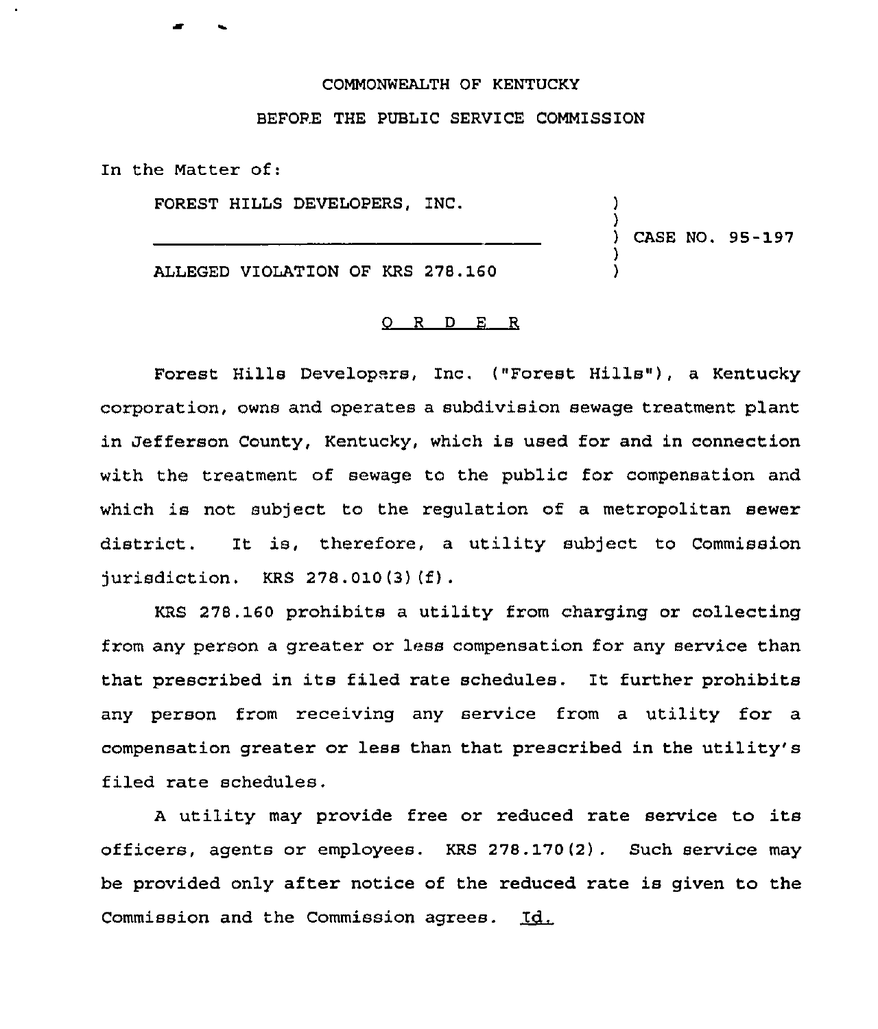COMMONWEALTH OF KENTUCKY

BEFORE THE PUBLIC SERVICE COMMISSION

In the Matter of:

| | | |
|---|---|---|
| FOREST HILLS DEVELOPERS, INC. | ) | |
| | ) | |
| ______________________________________ | ) | CASE NO. 95-197 |
| | ) | |
| ALLEGED VIOLATION OF KRS 278.160 | ) | |

O R D E R

Forest Hills Developers, Inc. ("Forest Hills"), a Kentucky corporation, owns and operates a subdivision sewage treatment plant in Jefferson County, Kentucky, which is used for and in connection with the treatment of sewage to the public for compensation and which is not subject to the regulation of a metropolitan sewer district. It is, therefore, a utility subject to Commission jurisdiction. KRS 278.010(3)(f).

KRS 278.160 prohibits a utility from charging or collecting from any person a greater or less compensation for any service than that prescribed in its filed rate schedules. It further prohibits any person from receiving any service from a utility for a compensation greater or less than that prescribed in the utility's filed rate schedules.

A utility may provide free or reduced rate service to its officers, agents or employees. KRS 278.170(2). Such service may be provided only after notice of the reduced rate is given to the Commission and the Commission agrees. Id.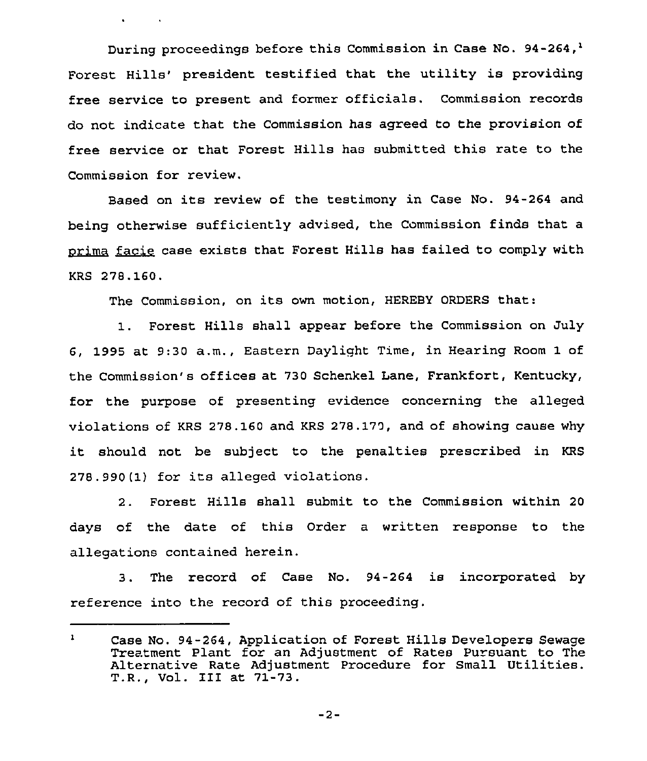During proceedings before this Commission in Case No. 94-264,[1] Forest Hills' president testified that the utility is providing free service to present and former officials. Commission records do not indicate that the Commission has agreed to the provision of free service or that Forest Hills has submitted this rate to the Commission for review.

Based on its review of the testimony in Case No. 94-264 and being otherwise sufficiently advised, the Commission finds that a prima facie case exists that Forest Hills has failed to comply with KRS 278.160.

The Commission, on its own motion, HEREBY ORDERS that:

1. Forest Hills shall appear before the Commission on July 6, 1995 at 9:30 a.m., Eastern Daylight Time, in Hearing Room 1 of the Commission's offices at 730 Schenkel Lane, Frankfort, Kentucky, for the purpose of presenting evidence concerning the alleged violations of KRS 278.160 and KRS 278.170, and of showing cause why it should not be subject to the penalties prescribed in KRS 278.990(1) for its alleged violations.

2. Forest Hills shall submit to the Commission within 20 days of the date of this Order a written response to the allegations contained herein.

3. The record of Case No. 94-264 is incorporated by reference into the record of this proceeding.

---

[1] Case No. 94-264, Application of Forest Hills Developers Sewage Treatment Plant for an Adjustment of Rates Pursuant to The Alternative Rate Adjustment Procedure for Small Utilities. T.R., Vol. III at 71-73.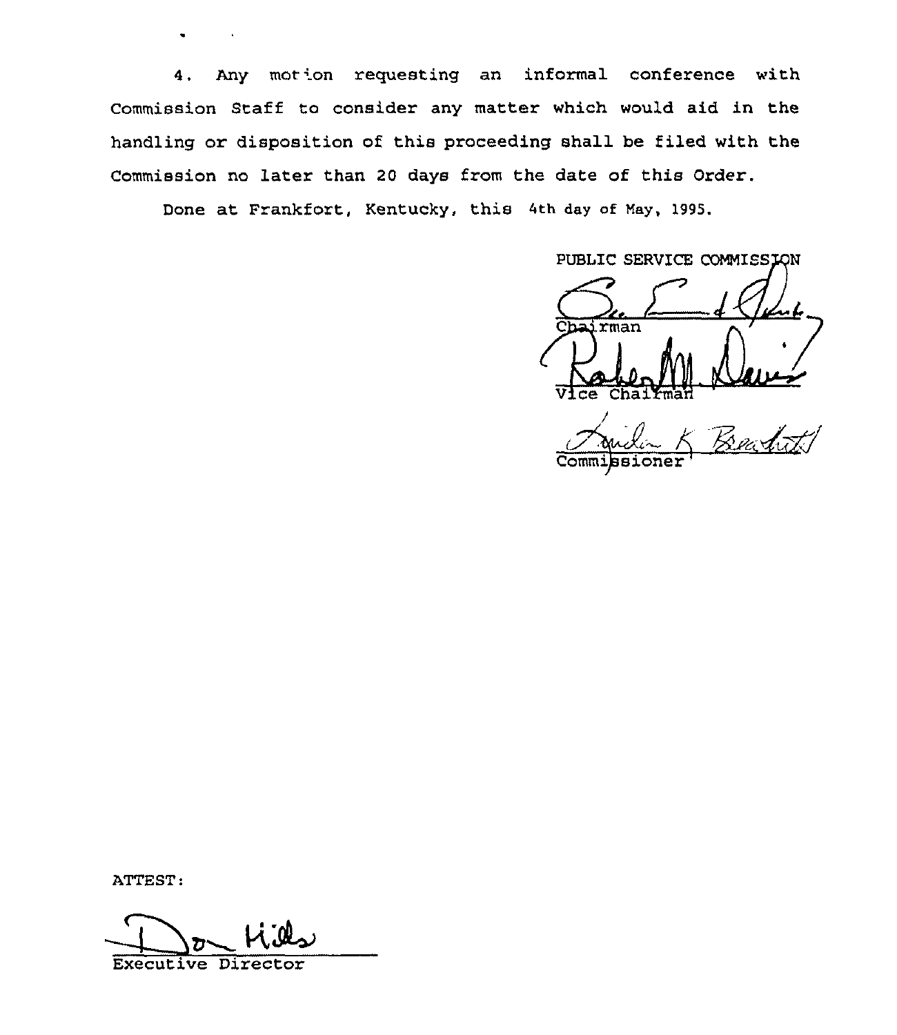4. Any motion requesting an informal conference with Commission Staff to consider any matter which would aid in the handling or disposition of this proceeding shall be filed with the Commission no later than 20 days from the date of this Order.

Done at Frankfort, Kentucky, this 4th day of May, 1995.

PUBLIC SERVICE COMMISSION

Chairman

Vice Chairman

Commissioner

ATTEST:

Executive Director